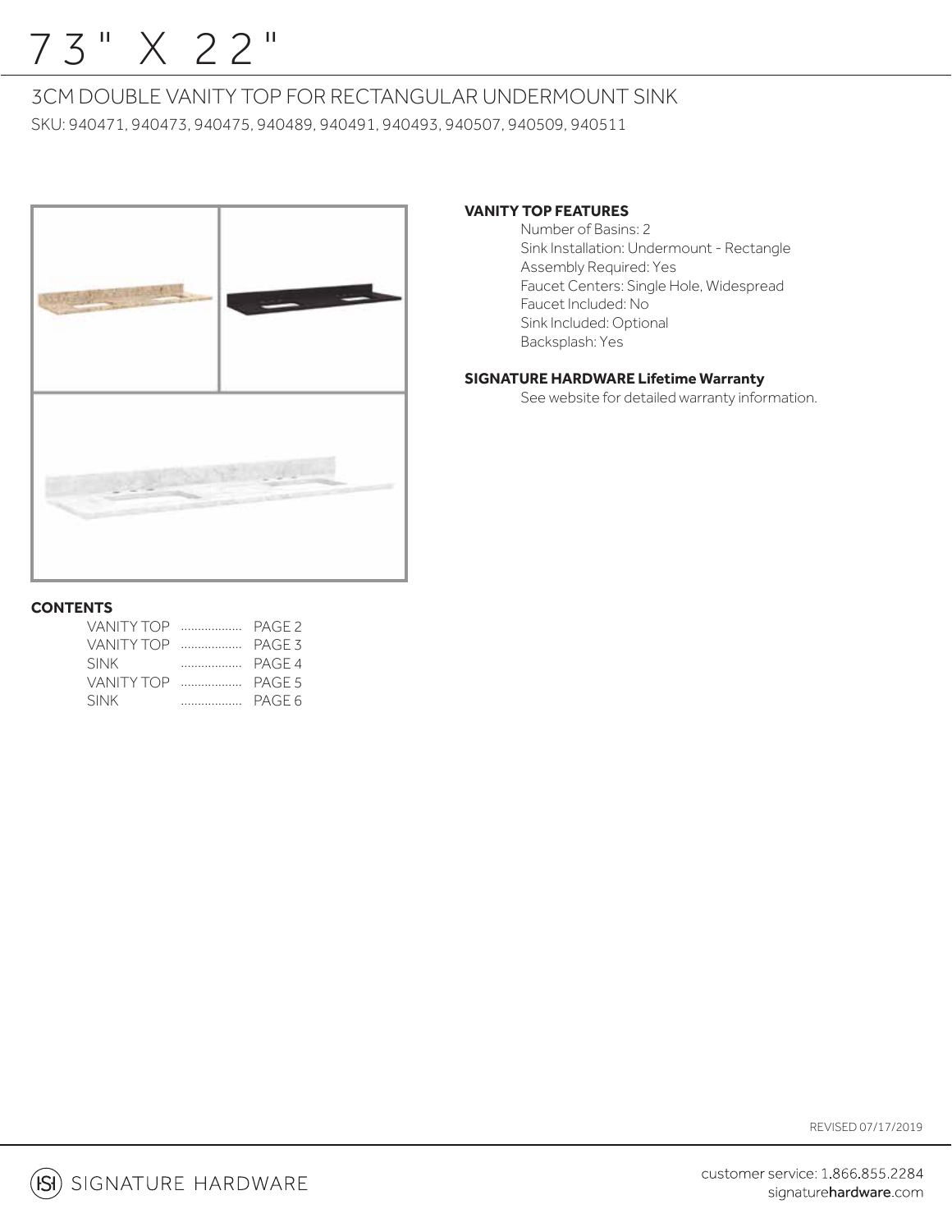# 73" X 22"

## 3CM DOUBLE VANITY TOP FOR RECTANGULAR UNDERMOUNT SINK

SKU: 940471, 940473, 940475, 940489, 940491, 940493, 940507, 940509, 940511

**VANITY TOP FEATURES**

- Number of Basins: 2
- Sink Installation: Undermount - Rectangle
- Assembly Required: Yes
- Faucet Centers: Single Hole, Widespread
- Faucet Included: No
- Sink Included: Optional
- Backsplash: Yes

**SIGNATURE HARDWARE Lifetime Warranty**

See website for detailed warranty information.

**CONTENTS**

| | | |
|---|---|---|
| VANITY TOP | .................. | PAGE 2 |
| VANITY TOP | .................. | PAGE 3 |
| SINK | .................. | PAGE 4 |
| VANITY TOP | .................. | PAGE 5 |
| SINK | .................. | PAGE 6 |

REVISED 07/17/2019

SIGNATURE HARDWARE

customer service: 1.866.855.2284
signaturehardware.com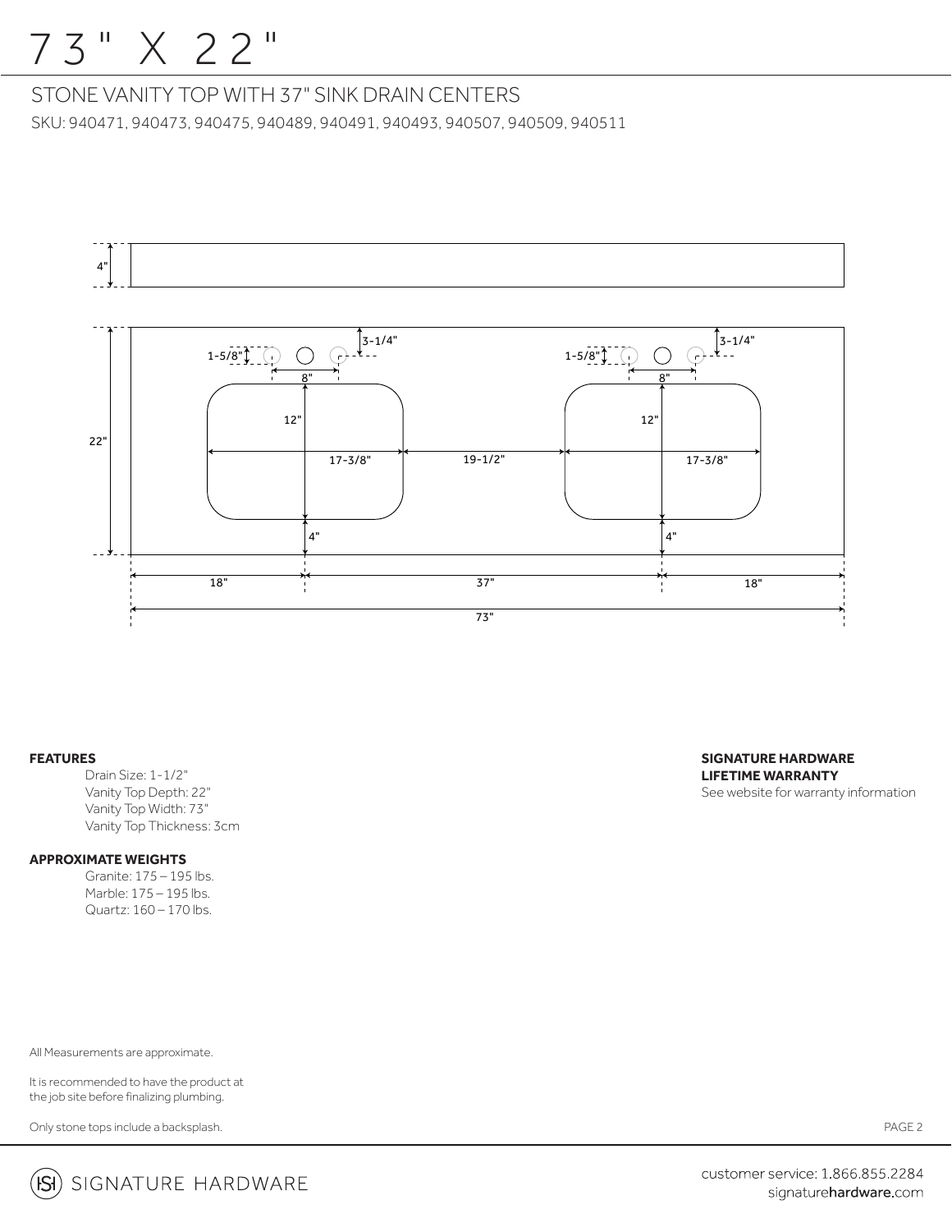# 73" X 22"

## STONE VANITY TOP WITH 37" SINK DRAIN CENTERS

SKU: 940471, 940473, 940475, 940489, 940491, 940493, 940507, 940509, 940511

4"

3-1/4"

1-5/8"

8"

3-1/4"

1-5/8"

8"

22"

12"

17-3/8"

19-1/2"

12"

17-3/8"

4"

4"

18"

37"

18"

73"

**FEATURES**

Drain Size: 1-1/2"
Vanity Top Depth: 22"
Vanity Top Width: 73"
Vanity Top Thickness: 3cm

**APPROXIMATE WEIGHTS**

Granite: 175 – 195 lbs.
Marble: 175 – 195 lbs.
Quartz: 160 – 170 lbs.

**SIGNATURE HARDWARE LIFETIME WARRANTY**

See website for warranty information

All Measurements are approximate.

It is recommended to have the product at the job site before finalizing plumbing.

Only stone tops include a backsplash.

SIGNATURE HARDWARE

customer service: 1.866.855.2284
signaturehardware.com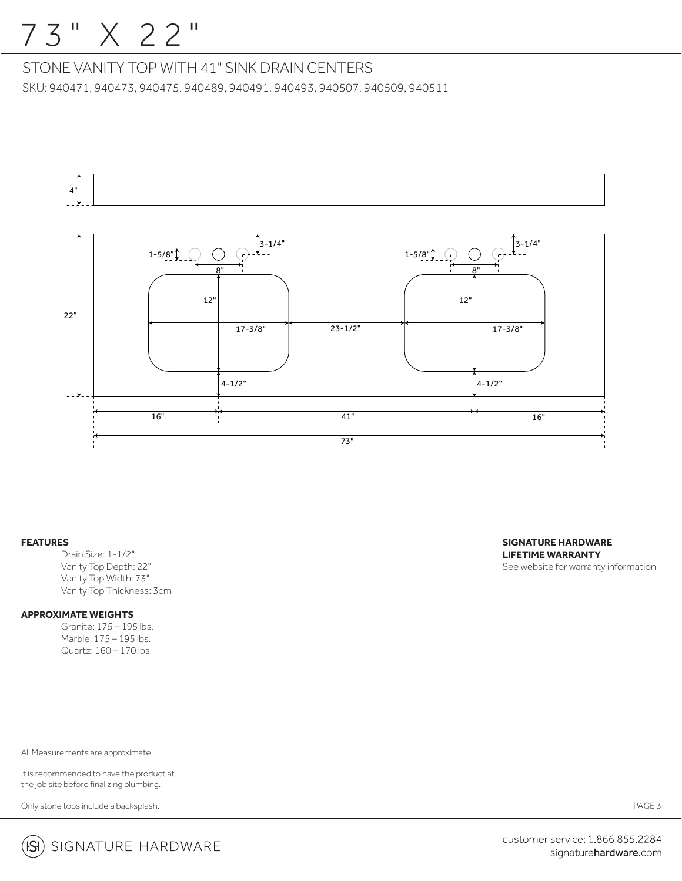# 73" X 22"

## STONE VANITY TOP WITH 41" SINK DRAIN CENTERS

SKU: 940471, 940473, 940475, 940489, 940491, 940493, 940507, 940509, 940511

4"

3-1/4"

1-5/8"

8"

12"

22"

17-3/8"

23-1/2"

17-3/8"

4-1/2"

16"

41"

16"

73"

**FEATURES**

Drain Size: 1-1/2"
Vanity Top Depth: 22"
Vanity Top Width: 73"
Vanity Top Thickness: 3cm

**APPROXIMATE WEIGHTS**

Granite: 175 – 195 lbs.
Marble: 175 – 195 lbs.
Quartz: 160 – 170 lbs.

**SIGNATURE HARDWARE LIFETIME WARRANTY**

See website for warranty information

All Measurements are approximate.

It is recommended to have the product at the job site before finalizing plumbing.

Only stone tops include a backsplash.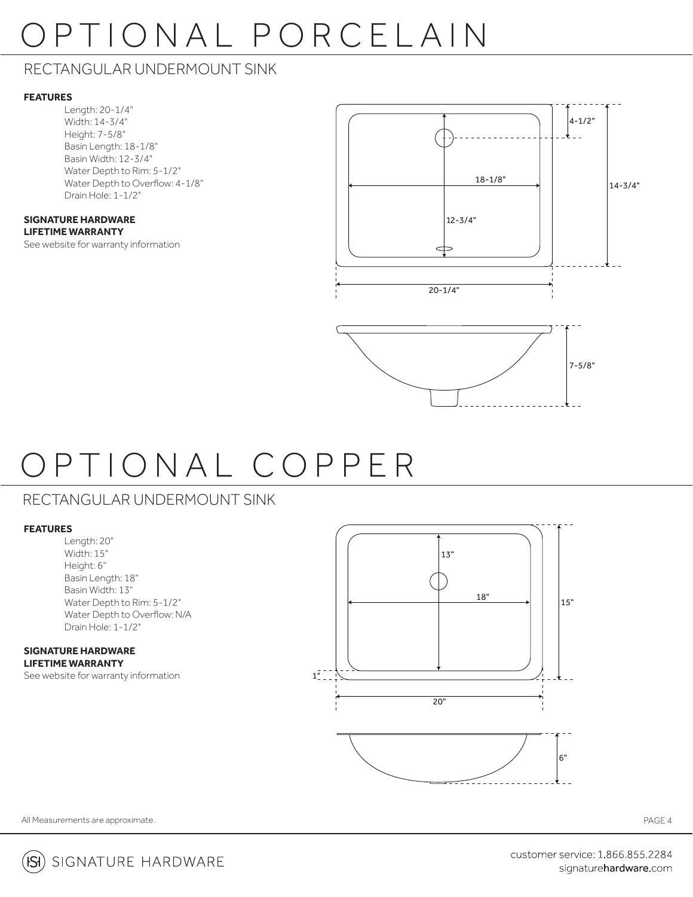# OPTIONAL PORCELAIN

## RECTANGULAR UNDERMOUNT SINK

**FEATURES**

- Length: 20-1/4"
- Width: 14-3/4"
- Height: 7-5/8"
- Basin Length: 18-1/8"
- Basin Width: 12-3/4"
- Water Depth to Rim: 5-1/2"
- Water Depth to Overflow: 4-1/8"
- Drain Hole: 1-1/2"

**SIGNATURE HARDWARE LIFETIME WARRANTY**

See website for warranty information

4-1/2"

18-1/8"

14-3/4"

12-3/4"

20-1/4"

7-5/8"

# OPTIONAL COPPER

## RECTANGULAR UNDERMOUNT SINK

**FEATURES**

- Length: 20"
- Width: 15"
- Height: 6"
- Basin Length: 18"
- Basin Width: 13"
- Water Depth to Rim: 5-1/2"
- Water Depth to Overflow: N/A
- Drain Hole: 1-1/2"

**SIGNATURE HARDWARE LIFETIME WARRANTY**

See website for warranty information

13"

18"

15"

1"

20"

6"

All Measurements are approximate.

SIGNATURE HARDWARE

customer service: 1.866.855.2284
signaturehardware.com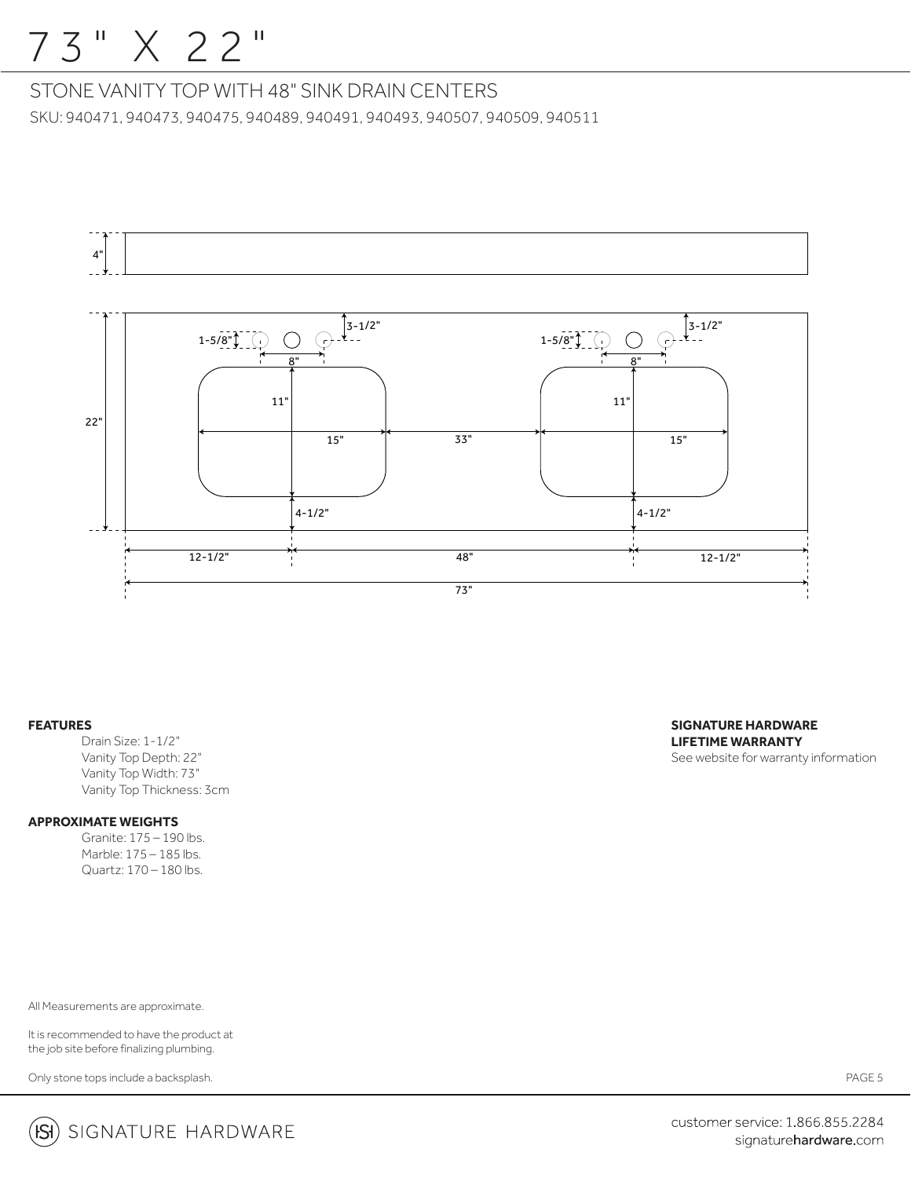# 73" X 22"

## STONE VANITY TOP WITH 48" SINK DRAIN CENTERS

SKU: 940471, 940473, 940475, 940489, 940491, 940493, 940507, 940509, 940511

4"

22"

1-5/8"

3-1/2"

8"

11"

15"

33"

4-1/2"

12-1/2"

48"

73"

**FEATURES**

Drain Size: 1-1/2"
Vanity Top Depth: 22"
Vanity Top Width: 73"
Vanity Top Thickness: 3cm

**APPROXIMATE WEIGHTS**

Granite: 175 – 190 lbs.
Marble: 175 – 185 lbs.
Quartz: 170 – 180 lbs.

**SIGNATURE HARDWARE LIFETIME WARRANTY**

See website for warranty information

All Measurements are approximate.

It is recommended to have the product at the job site before finalizing plumbing.

Only stone tops include a backsplash.

SIGNATURE HARDWARE

customer service: 1.866.855.2284
signaturehardware.com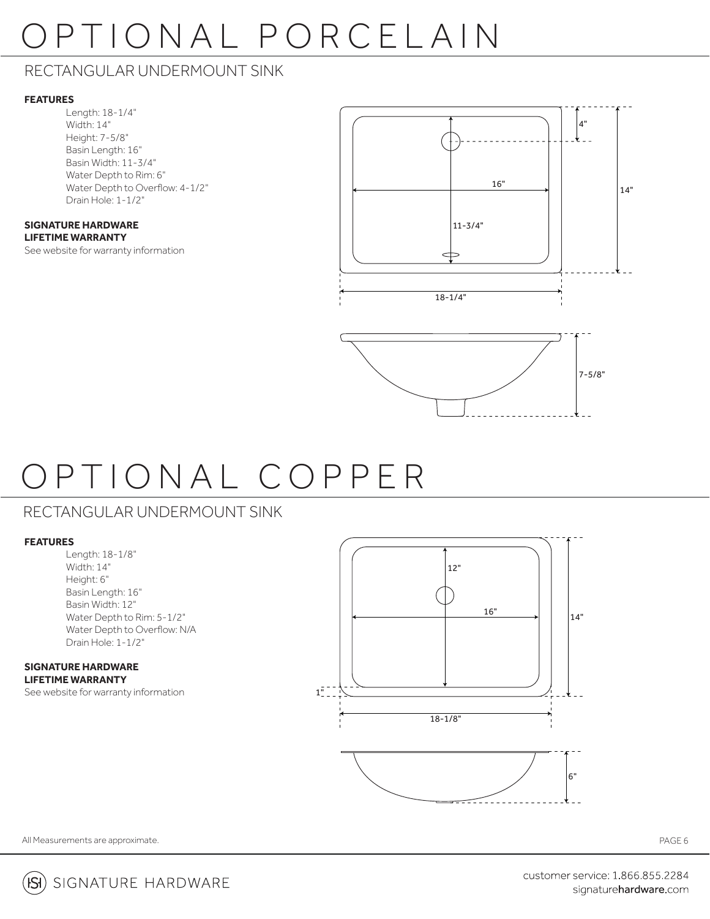# OPTIONAL PORCELAIN

## RECTANGULAR UNDERMOUNT SINK

**FEATURES**

- Length: 18-1/4"
- Width: 14"
- Height: 7-5/8"
- Basin Length: 16"
- Basin Width: 11-3/4"
- Water Depth to Rim: 6"
- Water Depth to Overflow: 4-1/2"
- Drain Hole: 1-1/2"

**SIGNATURE HARDWARE LIFETIME WARRANTY**

See website for warranty information

4"
16"
14"
11-3/4"
18-1/4"
7-5/8"

# OPTIONAL COPPER

## RECTANGULAR UNDERMOUNT SINK

**FEATURES**

- Length: 18-1/8"
- Width: 14"
- Height: 6"
- Basin Length: 16"
- Basin Width: 12"
- Water Depth to Rim: 5-1/2"
- Water Depth to Overflow: N/A
- Drain Hole: 1-1/2"

**SIGNATURE HARDWARE LIFETIME WARRANTY**

See website for warranty information

12"
16"
14"
1"
18-1/8"
6"

All Measurements are approximate.

SIGNATURE HARDWARE

customer service: 1.866.855.2284
signaturehardware.com